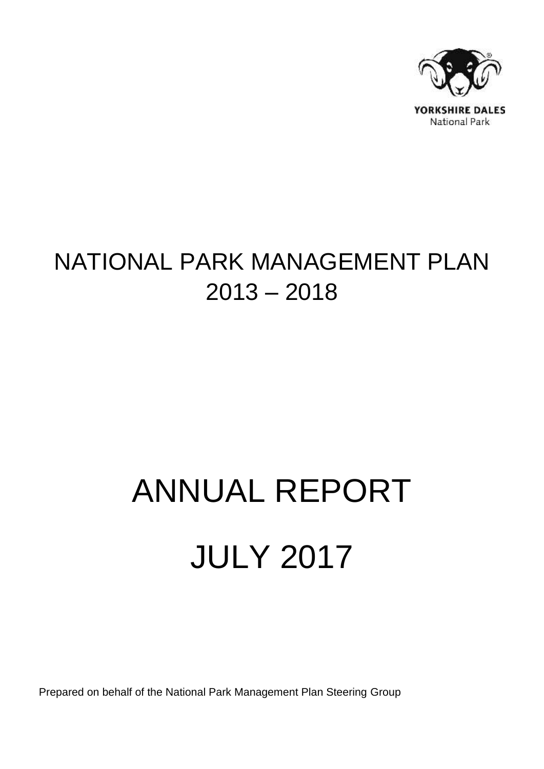YORKSHIRE DALES
National Park

# NATIONAL PARK MANAGEMENT PLAN 2013 – 2018

# ANNUAL REPORT

# JULY 2017

Prepared on behalf of the National Park Management Plan Steering Group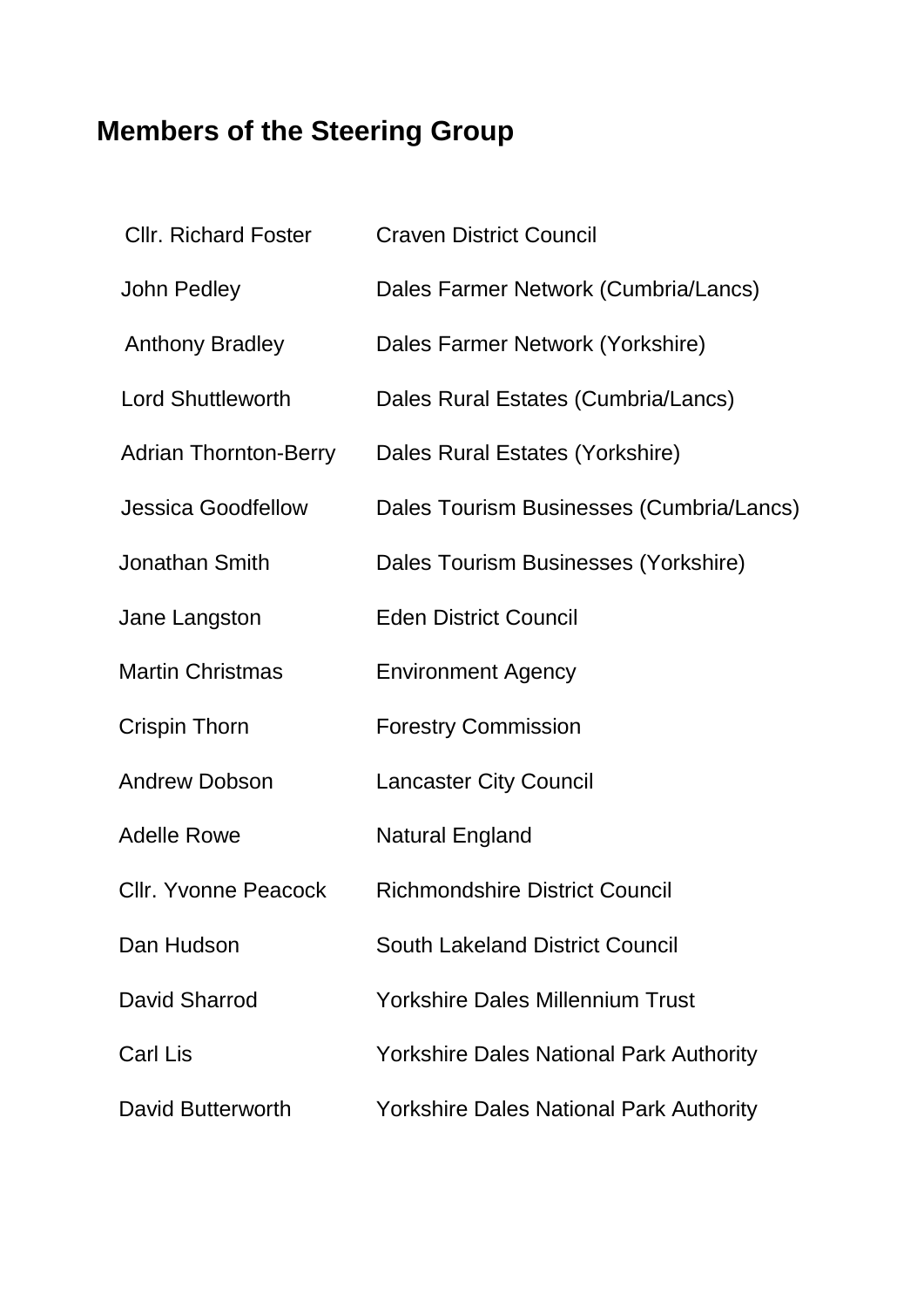## Members of the Steering Group

| | |
|---|---|
| Cllr. Richard Foster | Craven District Council |
| John Pedley | Dales Farmer Network (Cumbria/Lancs) |
| Anthony Bradley | Dales Farmer Network (Yorkshire) |
| Lord Shuttleworth | Dales Rural Estates (Cumbria/Lancs) |
| Adrian Thornton-Berry | Dales Rural Estates (Yorkshire) |
| Jessica Goodfellow | Dales Tourism Businesses (Cumbria/Lancs) |
| Jonathan Smith | Dales Tourism Businesses (Yorkshire) |
| Jane Langston | Eden District Council |
| Martin Christmas | Environment Agency |
| Crispin Thorn | Forestry Commission |
| Andrew Dobson | Lancaster City Council |
| Adelle Rowe | Natural England |
| Cllr. Yvonne Peacock | Richmondshire District Council |
| Dan Hudson | South Lakeland District Council |
| David Sharrod | Yorkshire Dales Millennium Trust |
| Carl Lis | Yorkshire Dales National Park Authority |
| David Butterworth | Yorkshire Dales National Park Authority |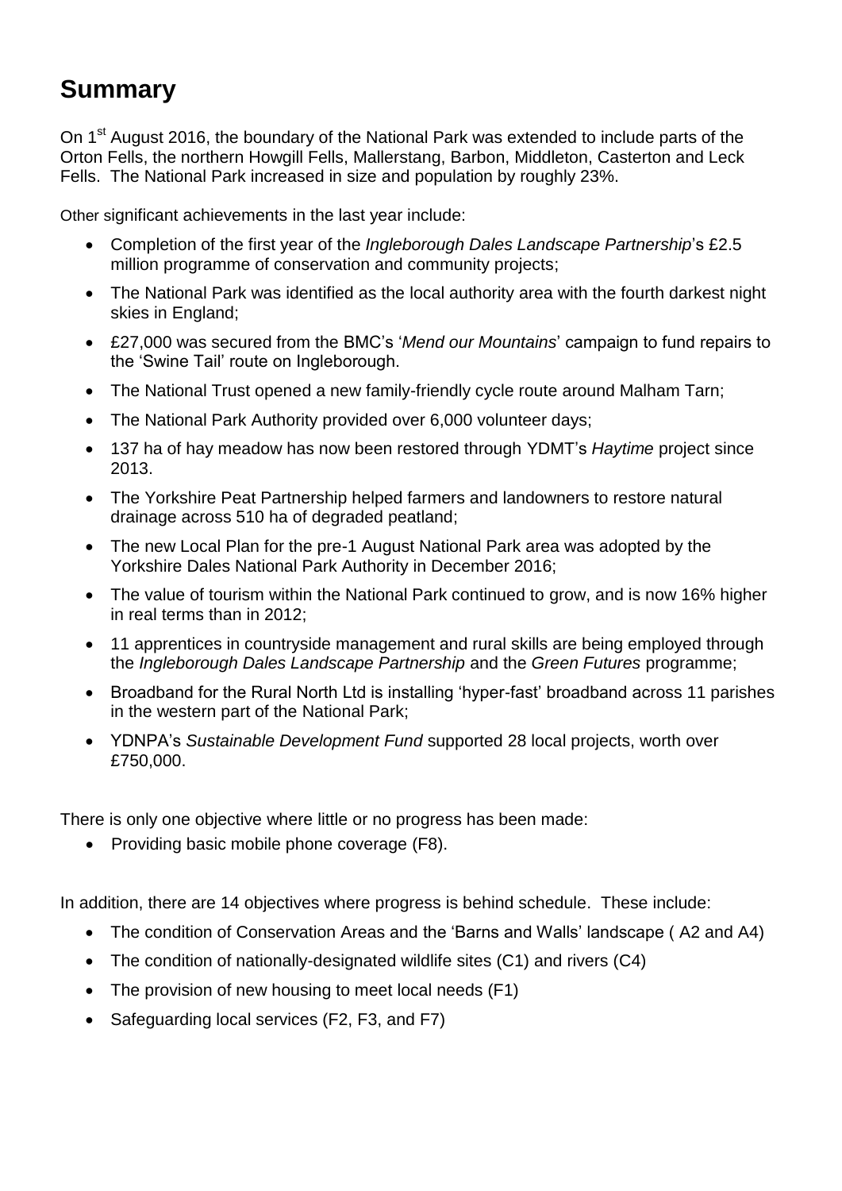# Summary

On 1st August 2016, the boundary of the National Park was extended to include parts of the Orton Fells, the northern Howgill Fells, Mallerstang, Barbon, Middleton, Casterton and Leck Fells. The National Park increased in size and population by roughly 23%.

Other significant achievements in the last year include:

- Completion of the first year of the *Ingleborough Dales Landscape Partnership*'s £2.5 million programme of conservation and community projects;
- The National Park was identified as the local authority area with the fourth darkest night skies in England;
- £27,000 was secured from the BMC's '*Mend our Mountains*' campaign to fund repairs to the 'Swine Tail' route on Ingleborough.
- The National Trust opened a new family-friendly cycle route around Malham Tarn;
- The National Park Authority provided over 6,000 volunteer days;
- 137 ha of hay meadow has now been restored through YDMT's *Haytime* project since 2013.
- The Yorkshire Peat Partnership helped farmers and landowners to restore natural drainage across 510 ha of degraded peatland;
- The new Local Plan for the pre-1 August National Park area was adopted by the Yorkshire Dales National Park Authority in December 2016;
- The value of tourism within the National Park continued to grow, and is now 16% higher in real terms than in 2012;
- 11 apprentices in countryside management and rural skills are being employed through the *Ingleborough Dales Landscape Partnership* and the *Green Futures* programme;
- Broadband for the Rural North Ltd is installing 'hyper-fast' broadband across 11 parishes in the western part of the National Park;
- YDNPA's *Sustainable Development Fund* supported 28 local projects, worth over £750,000.

There is only one objective where little or no progress has been made:

- Providing basic mobile phone coverage (F8).

In addition, there are 14 objectives where progress is behind schedule. These include:

- The condition of Conservation Areas and the 'Barns and Walls' landscape ( A2 and A4)
- The condition of nationally-designated wildlife sites (C1) and rivers (C4)
- The provision of new housing to meet local needs (F1)
- Safeguarding local services (F2, F3, and F7)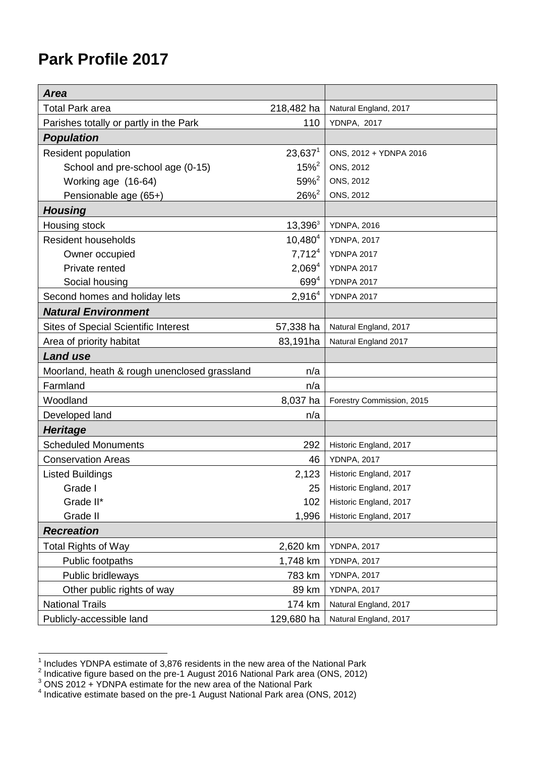# Park Profile 2017

| | | |
|---|---|---|
| ***Area*** | | |
| Total Park area | 218,482 ha | Natural England, 2017 |
| Parishes totally or partly in the Park | 110 | YDNPA, 2017 |
| ***Population*** | | |
| Resident population | 23,637[1] | ONS, 2012 + YDNPA 2016 |
| School and pre-school age (0-15) | 15%[2] | ONS, 2012 |
| Working age (16-64) | 59%[2] | ONS, 2012 |
| Pensionable age (65+) | 26%[2] | ONS, 2012 |
| ***Housing*** | | |
| Housing stock | 13,396[3] | YDNPA, 2016 |
| Resident households | 10,480[4] | YDNPA, 2017 |
| Owner occupied | 7,712[4] | YDNPA 2017 |
| Private rented | 2,069[4] | YDNPA 2017 |
| Social housing | 699[4] | YDNPA 2017 |
| Second homes and holiday lets | 2,916[4] | YDNPA 2017 |
| ***Natural Environment*** | | |
| Sites of Special Scientific Interest | 57,338 ha | Natural England, 2017 |
| Area of priority habitat | 83,191ha | Natural England 2017 |
| ***Land use*** | | |
| Moorland, heath & rough unenclosed grassland | n/a | |
| Farmland | n/a | |
| Woodland | 8,037 ha | Forestry Commission, 2015 |
| Developed land | n/a | |
| ***Heritage*** | | |
| Scheduled Monuments | 292 | Historic England, 2017 |
| Conservation Areas | 46 | YDNPA, 2017 |
| Listed Buildings | 2,123 | Historic England, 2017 |
| Grade I | 25 | Historic England, 2017 |
| Grade II* | 102 | Historic England, 2017 |
| Grade II | 1,996 | Historic England, 2017 |
| ***Recreation*** | | |
| Total Rights of Way | 2,620 km | YDNPA, 2017 |
| Public footpaths | 1,748 km | YDNPA, 2017 |
| Public bridleways | 783 km | YDNPA, 2017 |
| Other public rights of way | 89 km | YDNPA, 2017 |
| National Trails | 174 km | Natural England, 2017 |
| Publicly-accessible land | 129,680 ha | Natural England, 2017 |

[1] Includes YDNPA estimate of 3,876 residents in the new area of the National Park
[2] Indicative figure based on the pre-1 August 2016 National Park area (ONS, 2012)
[3] ONS 2012 + YDNPA estimate for the new area of the National Park
[4] Indicative estimate based on the pre-1 August National Park area (ONS, 2012)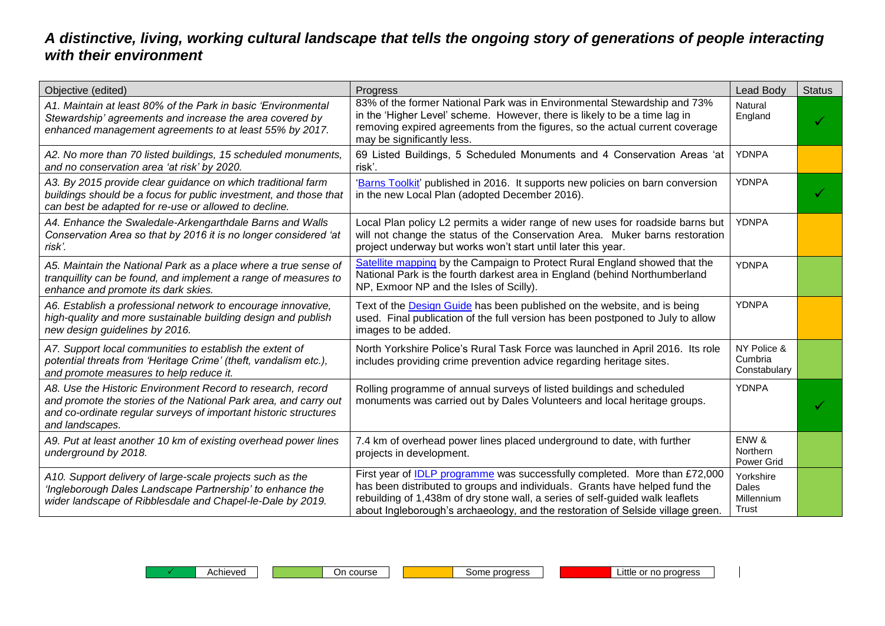## *A distinctive, living, working cultural landscape that tells the ongoing story of generations of people interacting with their environment*

| Objective (edited) | Progress | Lead Body | Status |
|---|---|---|---|
| *A1. Maintain at least 80% of the Park in basic 'Environmental Stewardship' agreements and increase the area covered by enhanced management agreements to at least 55% by 2017.* | 83% of the former National Park was in Environmental Stewardship and 73% in the 'Higher Level' scheme. However, there is likely to be a time lag in removing expired agreements from the figures, so the actual current coverage may be significantly less. | Natural England | ✓ |
| *A2. No more than 70 listed buildings, 15 scheduled monuments, and no conservation area 'at risk' by 2020.* | 69 Listed Buildings, 5 Scheduled Monuments and 4 Conservation Areas 'at risk'. | YDNPA | |
| *A3. By 2015 provide clear guidance on which traditional farm buildings should be a focus for public investment, and those that can best be adapted for re-use or allowed to decline.* | 'Barns Toolkit' published in 2016. It supports new policies on barn conversion in the new Local Plan (adopted December 2016). | YDNPA | ✓ |
| *A4. Enhance the Swaledale-Arkengarthdale Barns and Walls Conservation Area so that by 2016 it is no longer considered 'at risk'.* | Local Plan policy L2 permits a wider range of new uses for roadside barns but will not change the status of the Conservation Area. Muker barns restoration project underway but works won't start until later this year. | YDNPA | |
| *A5. Maintain the National Park as a place where a true sense of tranquillity can be found, and implement a range of measures to enhance and promote its dark skies.* | Satellite mapping by the Campaign to Protect Rural England showed that the National Park is the fourth darkest area in England (behind Northumberland NP, Exmoor NP and the Isles of Scilly). | YDNPA | |
| *A6. Establish a professional network to encourage innovative, high-quality and more sustainable building design and publish new design guidelines by 2016.* | Text of the Design Guide has been published on the website, and is being used. Final publication of the full version has been postponed to July to allow images to be added. | YDNPA | |
| *A7. Support local communities to establish the extent of potential threats from 'Heritage Crime' (theft, vandalism etc.), and promote measures to help reduce it.* | North Yorkshire Police's Rural Task Force was launched in April 2016. Its role includes providing crime prevention advice regarding heritage sites. | NY Police & Cumbria Constabulary | |
| *A8. Use the Historic Environment Record to research, record and promote the stories of the National Park area, and carry out and co-ordinate regular surveys of important historic structures and landscapes.* | Rolling programme of annual surveys of listed buildings and scheduled monuments was carried out by Dales Volunteers and local heritage groups. | YDNPA | ✓ |
| *A9. Put at least another 10 km of existing overhead power lines underground by 2018.* | 7.4 km of overhead power lines placed underground to date, with further projects in development. | ENW & Northern Power Grid | |
| *A10. Support delivery of large-scale projects such as the 'Ingleborough Dales Landscape Partnership' to enhance the wider landscape of Ribblesdale and Chapel-le-Dale by 2019.* | First year of IDLP programme was successfully completed. More than £72,000 has been distributed to groups and individuals. Grants have helped fund the rebuilding of 1,438m of dry stone wall, a series of self-guided walk leaflets about Ingleborough's archaeology, and the restoration of Selside village green. | Yorkshire Dales Millennium Trust | |

✓ Achieved | On course | Some progress | Little or no progress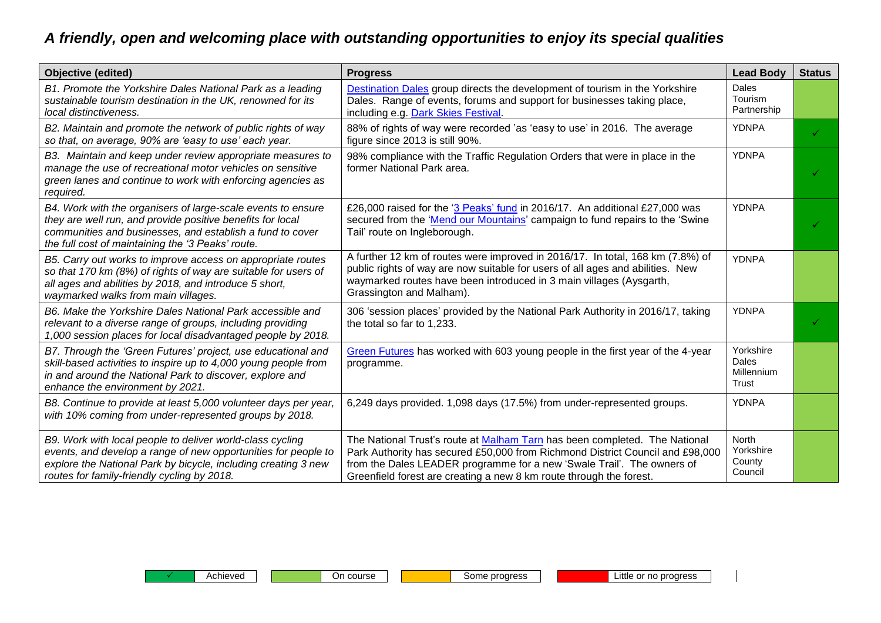## *A friendly, open and welcoming place with outstanding opportunities to enjoy its special qualities*

| Objective (edited) | Progress | Lead Body | Status |
|---|---|---|---|
| *B1. Promote the Yorkshire Dales National Park as a leading sustainable tourism destination in the UK, renowned for its local distinctiveness.* | Destination Dales group directs the development of tourism in the Yorkshire Dales. Range of events, forums and support for businesses taking place, including e.g. Dark Skies Festival. | Dales Tourism Partnership | |
| *B2. Maintain and promote the network of public rights of way so that, on average, 90% are 'easy to use' each year.* | 88% of rights of way were recorded 'as 'easy to use' in 2016. The average figure since 2013 is still 90%. | YDNPA | ✓ |
| *B3. Maintain and keep under review appropriate measures to manage the use of recreational motor vehicles on sensitive green lanes and continue to work with enforcing agencies as required.* | 98% compliance with the Traffic Regulation Orders that were in place in the former National Park area. | YDNPA | ✓ |
| *B4. Work with the organisers of large-scale events to ensure they are well run, and provide positive benefits for local communities and businesses, and establish a fund to cover the full cost of maintaining the '3 Peaks' route.* | £26,000 raised for the '3 Peaks' fund in 2016/17. An additional £27,000 was secured from the 'Mend our Mountains' campaign to fund repairs to the 'Swine Tail' route on Ingleborough. | YDNPA | ✓ |
| *B5. Carry out works to improve access on appropriate routes so that 170 km (8%) of rights of way are suitable for users of all ages and abilities by 2018, and introduce 5 short, waymarked walks from main villages.* | A further 12 km of routes were improved in 2016/17. In total, 168 km (7.8%) of public rights of way are now suitable for users of all ages and abilities. New waymarked routes have been introduced in 3 main villages (Aysgarth, Grassington and Malham). | YDNPA | |
| *B6. Make the Yorkshire Dales National Park accessible and relevant to a diverse range of groups, including providing 1,000 session places for local disadvantaged people by 2018.* | 306 'session places' provided by the National Park Authority in 2016/17, taking the total so far to 1,233. | YDNPA | ✓ |
| *B7. Through the 'Green Futures' project, use educational and skill-based activities to inspire up to 4,000 young people from in and around the National Park to discover, explore and enhance the environment by 2021.* | Green Futures has worked with 603 young people in the first year of the 4-year programme. | Yorkshire Dales Millennium Trust | |
| *B8. Continue to provide at least 5,000 volunteer days per year, with 10% coming from under-represented groups by 2018.* | 6,249 days provided. 1,098 days (17.5%) from under-represented groups. | YDNPA | |
| *B9. Work with local people to deliver world-class cycling events, and develop a range of new opportunities for people to explore the National Park by bicycle, including creating 3 new routes for family-friendly cycling by 2018.* | The National Trust's route at Malham Tarn has been completed. The National Park Authority has secured £50,000 from Richmond District Council and £98,000 from the Dales LEADER programme for a new 'Swale Trail'. The owners of Greenfield forest are creating a new 8 km route through the forest. | North Yorkshire County Council | |

✓ Achieved | On course | Some progress | Little or no progress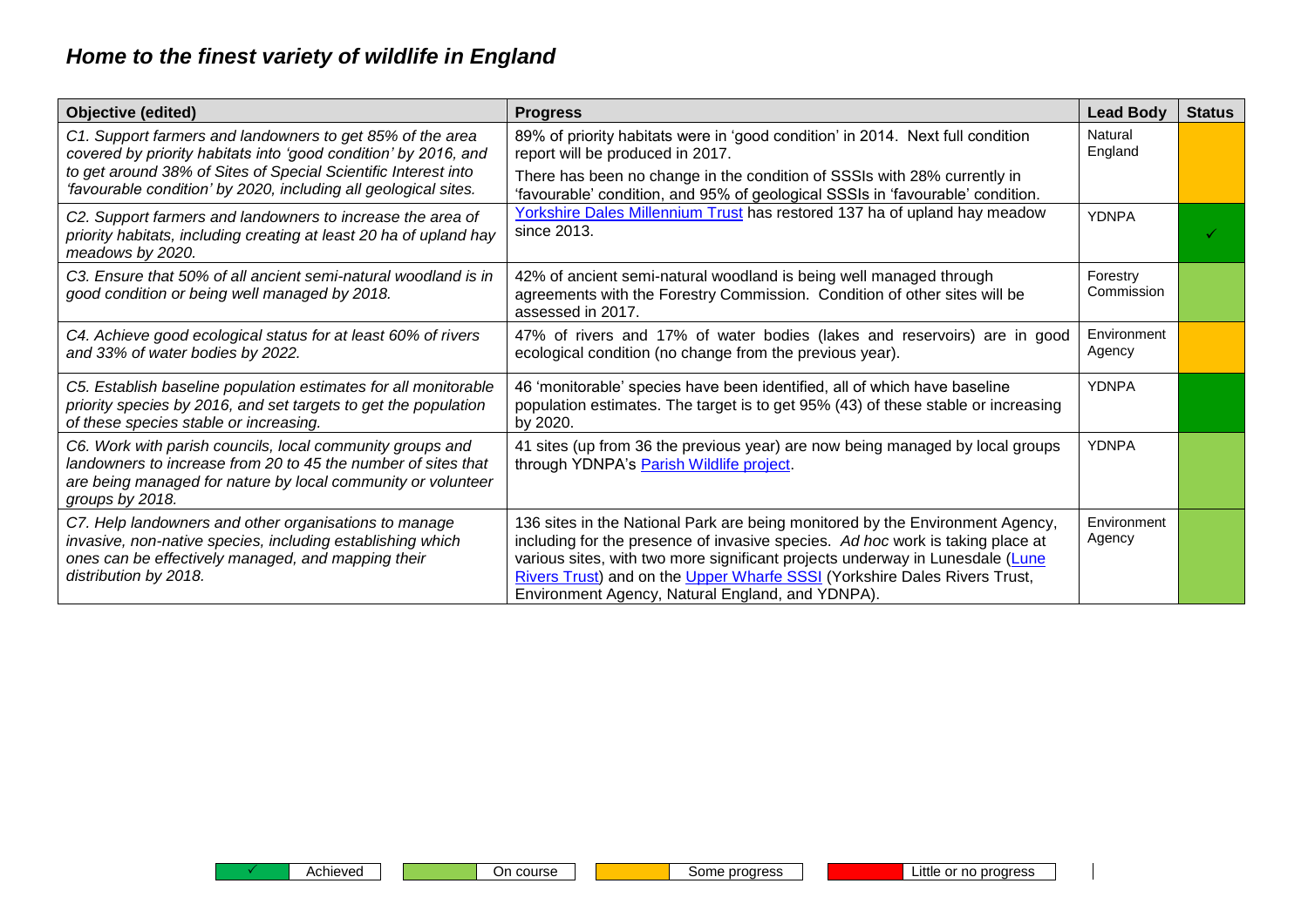# *Home to the finest variety of wildlife in England*

| Objective (edited) | Progress | Lead Body | Status |
|---|---|---|---|
| *C1. Support farmers and landowners to get 85% of the area covered by priority habitats into 'good condition' by 2016, and to get around 38% of Sites of Special Scientific Interest into 'favourable condition' by 2020, including all geological sites.* | 89% of priority habitats were in 'good condition' in 2014. Next full condition report will be produced in 2017. There has been no change in the condition of SSSIs with 28% currently in 'favourable' condition, and 95% of geological SSSIs in 'favourable' condition. | Natural England | |
| *C2. Support farmers and landowners to increase the area of priority habitats, including creating at least 20 ha of upland hay meadows by 2020.* | Yorkshire Dales Millennium Trust has restored 137 ha of upland hay meadow since 2013. | YDNPA | ✓ |
| *C3. Ensure that 50% of all ancient semi-natural woodland is in good condition or being well managed by 2018.* | 42% of ancient semi-natural woodland is being well managed through agreements with the Forestry Commission. Condition of other sites will be assessed in 2017. | Forestry Commission | |
| *C4. Achieve good ecological status for at least 60% of rivers and 33% of water bodies by 2022.* | 47% of rivers and 17% of water bodies (lakes and reservoirs) are in good ecological condition (no change from the previous year). | Environment Agency | |
| *C5. Establish baseline population estimates for all monitorable priority species by 2016, and set targets to get the population of these species stable or increasing.* | 46 'monitorable' species have been identified, all of which have baseline population estimates. The target is to get 95% (43) of these stable or increasing by 2020. | YDNPA | |
| *C6. Work with parish councils, local community groups and landowners to increase from 20 to 45 the number of sites that are being managed for nature by local community or volunteer groups by 2018.* | 41 sites (up from 36 the previous year) are now being managed by local groups through YDNPA's Parish Wildlife project. | YDNPA | |
| *C7. Help landowners and other organisations to manage invasive, non-native species, including establishing which ones can be effectively managed, and mapping their distribution by 2018.* | 136 sites in the National Park are being monitored by the Environment Agency, including for the presence of invasive species. *Ad hoc* work is taking place at various sites, with two more significant projects underway in Lunesdale (Lune Rivers Trust) and on the Upper Wharfe SSSI (Yorkshire Dales Rivers Trust, Environment Agency, Natural England, and YDNPA). | Environment Agency | |

✓ Achieved | On course | Some progress | Little or no progress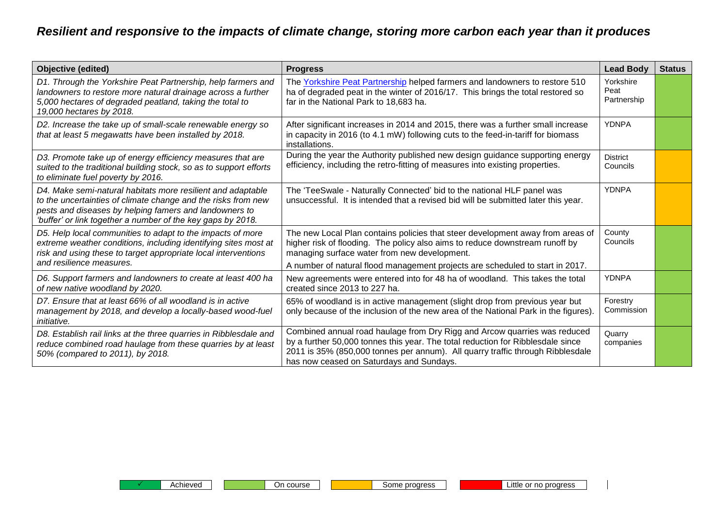## *Resilient and responsive to the impacts of climate change, storing more carbon each year than it produces*

| Objective (edited) | Progress | Lead Body | Status |
|---|---|---|---|
| *D1. Through the Yorkshire Peat Partnership, help farmers and landowners to restore more natural drainage across a further 5,000 hectares of degraded peatland, taking the total to 19,000 hectares by 2018.* | The Yorkshire Peat Partnership helped farmers and landowners to restore 510 ha of degraded peat in the winter of 2016/17. This brings the total restored so far in the National Park to 18,683 ha. | Yorkshire Peat Partnership | On course |
| *D2. Increase the take up of small-scale renewable energy so that at least 5 megawatts have been installed by 2018.* | After significant increases in 2014 and 2015, there was a further small increase in capacity in 2016 (to 4.1 mW) following cuts to the feed-in-tariff for biomass installations. | YDNPA | On course |
| *D3. Promote take up of energy efficiency measures that are suited to the traditional building stock, so as to support efforts to eliminate fuel poverty by 2016.* | During the year the Authority published new design guidance supporting energy efficiency, including the retro-fitting of measures into existing properties. | District Councils | Some progress |
| *D4. Make semi-natural habitats more resilient and adaptable to the uncertainties of climate change and the risks from new pests and diseases by helping famers and landowners to 'buffer' or link together a number of the key gaps by 2018.* | The 'TeeSwale - Naturally Connected' bid to the national HLF panel was unsuccessful. It is intended that a revised bid will be submitted later this year. | YDNPA | Some progress |
| *D5. Help local communities to adapt to the impacts of more extreme weather conditions, including identifying sites most at risk and using these to target appropriate local interventions and resilience measures.* | The new Local Plan contains policies that steer development away from areas of higher risk of flooding. The policy also aims to reduce downstream runoff by managing surface water from new development.<br>A number of natural flood management projects are scheduled to start in 2017. | County Councils | On course |
| *D6. Support farmers and landowners to create at least 400 ha of new native woodland by 2020.* | New agreements were entered into for 48 ha of woodland. This takes the total created since 2013 to 227 ha. | YDNPA | On course |
| *D7. Ensure that at least 66% of all woodland is in active management by 2018, and develop a locally-based wood-fuel initiative.* | 65% of woodland is in active management (slight drop from previous year but only because of the inclusion of the new area of the National Park in the figures). | Forestry Commission | On course |
| *D8. Establish rail links at the three quarries in Ribblesdale and reduce combined road haulage from these quarries by at least 50% (compared to 2011), by 2018.* | Combined annual road haulage from Dry Rigg and Arcow quarries was reduced by a further 50,000 tonnes this year. The total reduction for Ribblesdale since 2011 is 35% (850,000 tonnes per annum). All quarry traffic through Ribblesdale has now ceased on Saturdays and Sundays. | Quarry companies | On course |

✓ Achieved | On course | Some progress | Little or no progress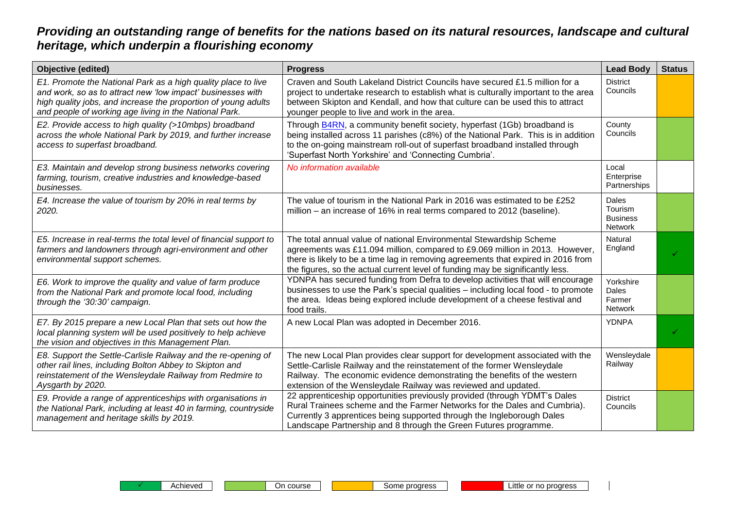## *Providing an outstanding range of benefits for the nations based on its natural resources, landscape and cultural heritage, which underpin a flourishing economy*

| Objective (edited) | Progress | Lead Body | Status |
|---|---|---|---|
| *E1. Promote the National Park as a high quality place to live and work, so as to attract new 'low impact' businesses with high quality jobs, and increase the proportion of young adults and people of working age living in the National Park.* | Craven and South Lakeland District Councils have secured £1.5 million for a project to undertake research to establish what is culturally important to the area between Skipton and Kendall, and how that culture can be used this to attract younger people to live and work in the area. | District Councils | |
| *E2. Provide access to high quality (>10mbps) broadband across the whole National Park by 2019, and further increase access to superfast broadband.* | Through B4RN, a community benefit society, hyperfast (1Gb) broadband is being installed across 11 parishes (c8%) of the National Park. This is in addition to the on-going mainstream roll-out of superfast broadband installed through 'Superfast North Yorkshire' and 'Connecting Cumbria'. | County Councils | |
| *E3. Maintain and develop strong business networks covering farming, tourism, creative industries and knowledge-based businesses.* | *No information available* | Local Enterprise Partnerships | |
| *E4. Increase the value of tourism by 20% in real terms by 2020.* | The value of tourism in the National Park in 2016 was estimated to be £252 million – an increase of 16% in real terms compared to 2012 (baseline). | Dales Tourism Business Network | |
| *E5. Increase in real-terms the total level of financial support to farmers and landowners through agri-environment and other environmental support schemes.* | The total annual value of national Environmental Stewardship Scheme agreements was £11.094 million, compared to £9.069 million in 2013. However, there is likely to be a time lag in removing agreements that expired in 2016 from the figures, so the actual current level of funding may be significantly less. | Natural England | ✓ |
| *E6. Work to improve the quality and value of farm produce from the National Park and promote local food, including through the '30:30' campaign.* | YDNPA has secured funding from Defra to develop activities that will encourage businesses to use the Park's special qualities – including local food - to promote the area. Ideas being explored include development of a cheese festival and food trails. | Yorkshire Dales Farmer Network | |
| *E7. By 2015 prepare a new Local Plan that sets out how the local planning system will be used positively to help achieve the vision and objectives in this Management Plan.* | A new Local Plan was adopted in December 2016. | YDNPA | ✓ |
| *E8. Support the Settle-Carlisle Railway and the re-opening of other rail lines, including Bolton Abbey to Skipton and reinstatement of the Wensleydale Railway from Redmire to Aysgarth by 2020.* | The new Local Plan provides clear support for development associated with the Settle-Carlisle Railway and the reinstatement of the former Wensleydale Railway. The economic evidence demonstrating the benefits of the western extension of the Wensleydale Railway was reviewed and updated. | Wensleydale Railway | |
| *E9. Provide a range of apprenticeships with organisations in the National Park, including at least 40 in farming, countryside management and heritage skills by 2019.* | 22 apprenticeship opportunities previously provided (through YDMT's Dales Rural Trainees scheme and the Farmer Networks for the Dales and Cumbria). Currently 3 apprentices being supported through the Ingleborough Dales Landscape Partnership and 8 through the Green Futures programme. | District Councils | |

✓ Achieved | On course | Some progress | Little or no progress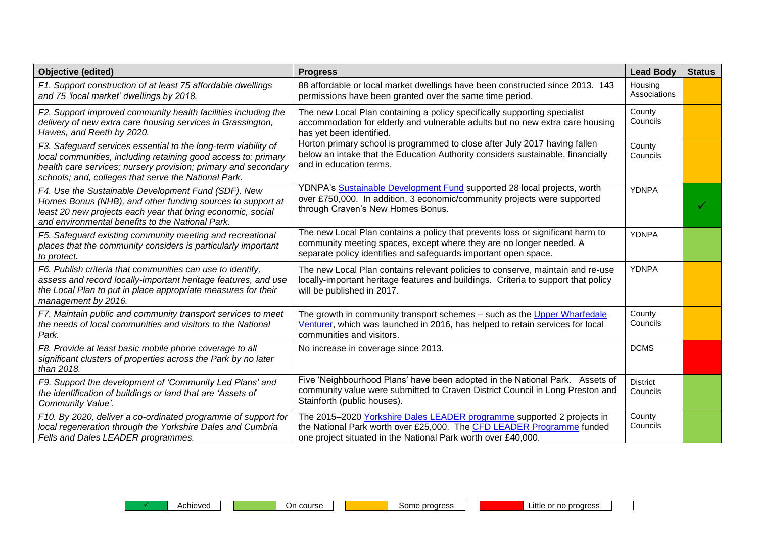| Objective (edited) | Progress | Lead Body | Status |
|---|---|---|---|
| *F1. Support construction of at least 75 affordable dwellings and 75 'local market' dwellings by 2018.* | 88 affordable or local market dwellings have been constructed since 2013. 143 permissions have been granted over the same time period. | Housing Associations | Some progress |
| *F2. Support improved community health facilities including the delivery of new extra care housing services in Grassington, Hawes, and Reeth by 2020.* | The new Local Plan containing a policy specifically supporting specialist accommodation for elderly and vulnerable adults but no new extra care housing has yet been identified. | County Councils | Some progress |
| *F3. Safeguard services essential to the long-term viability of local communities, including retaining good access to: primary health care services; nursery provision; primary and secondary schools; and, colleges that serve the National Park.* | Horton primary school is programmed to close after July 2017 having fallen below an intake that the Education Authority considers sustainable, financially and in education terms. | County Councils | Some progress |
| *F4. Use the Sustainable Development Fund (SDF), New Homes Bonus (NHB), and other funding sources to support at least 20 new projects each year that bring economic, social and environmental benefits to the National Park.* | YDNPA's Sustainable Development Fund supported 28 local projects, worth over £750,000. In addition, 3 economic/community projects were supported through Craven's New Homes Bonus. | YDNPA | ✓ Achieved |
| *F5. Safeguard existing community meeting and recreational places that the community considers is particularly important to protect.* | The new Local Plan contains a policy that prevents loss or significant harm to community meeting spaces, except where they are no longer needed. A separate policy identifies and safeguards important open space. | YDNPA | On course |
| *F6. Publish criteria that communities can use to identify, assess and record locally-important heritage features, and use the Local Plan to put in place appropriate measures for their management by 2016.* | The new Local Plan contains relevant policies to conserve, maintain and re-use locally-important heritage features and buildings. Criteria to support that policy will be published in 2017. | YDNPA | Some progress |
| *F7. Maintain public and community transport services to meet the needs of local communities and visitors to the National Park.* | The growth in community transport schemes – such as the Upper Wharfedale Venturer, which was launched in 2016, has helped to retain services for local communities and visitors. | County Councils | Some progress |
| *F8. Provide at least basic mobile phone coverage to all significant clusters of properties across the Park by no later than 2018.* | No increase in coverage since 2013. | DCMS | Little or no progress |
| *F9. Support the development of 'Community Led Plans' and the identification of buildings or land that are 'Assets of Community Value'.* | Five 'Neighbourhood Plans' have been adopted in the National Park. Assets of community value were submitted to Craven District Council in Long Preston and Stainforth (public houses). | District Councils | On course |
| *F10. By 2020, deliver a co-ordinated programme of support for local regeneration through the Yorkshire Dales and Cumbria Fells and Dales LEADER programmes.* | The 2015–2020 Yorkshire Dales LEADER programme supported 2 projects in the National Park worth over £25,000. The CFD LEADER Programme funded one project situated in the National Park worth over £40,000. | County Councils | On course |

✓ Achieved | On course | Some progress | Little or no progress